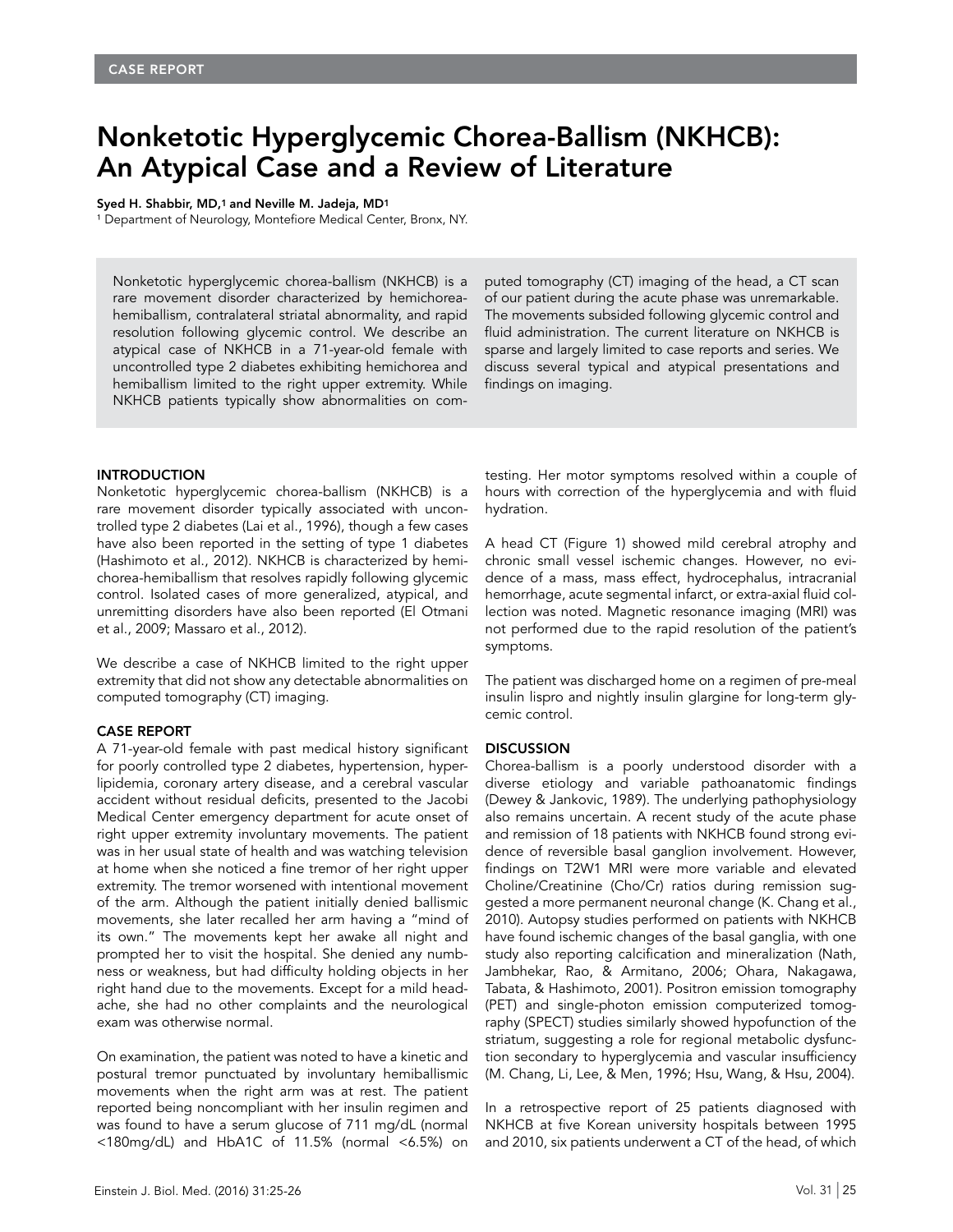CASE REPORT

# Nonketotic Hyperglycemic Chorea-Ballism (NKHCB): An Atypical Case and a Review of Literature

**Syed H. Shabbir, MD,[1] and Neville M. Jadeja, MD[1]**

[1] Department of Neurology, Montefiore Medical Center, Bronx, NY.

Nonketotic hyperglycemic chorea-ballism (NKHCB) is a rare movement disorder characterized by hemichorea-hemiballism, contralateral striatal abnormality, and rapid resolution following glycemic control. We describe an atypical case of NKHCB in a 71-year-old female with uncontrolled type 2 diabetes exhibiting hemichorea and hemiballism limited to the right upper extremity. While NKHCB patients typically show abnormalities on computed tomography (CT) imaging of the head, a CT scan of our patient during the acute phase was unremarkable. The movements subsided following glycemic control and fluid administration. The current literature on NKHCB is sparse and largely limited to case reports and series. We discuss several typical and atypical presentations and findings on imaging.

## INTRODUCTION

Nonketotic hyperglycemic chorea-ballism (NKHCB) is a rare movement disorder typically associated with uncontrolled type 2 diabetes (Lai et al., 1996), though a few cases have also been reported in the setting of type 1 diabetes (Hashimoto et al., 2012). NKHCB is characterized by hemichorea-hemiballism that resolves rapidly following glycemic control. Isolated cases of more generalized, atypical, and unremitting disorders have also been reported (El Otmani et al., 2009; Massaro et al., 2012).

We describe a case of NKHCB limited to the right upper extremity that did not show any detectable abnormalities on computed tomography (CT) imaging.

## CASE REPORT

A 71-year-old female with past medical history significant for poorly controlled type 2 diabetes, hypertension, hyperlipidemia, coronary artery disease, and a cerebral vascular accident without residual deficits, presented to the Jacobi Medical Center emergency department for acute onset of right upper extremity involuntary movements. The patient was in her usual state of health and was watching television at home when she noticed a fine tremor of her right upper extremity. The tremor worsened with intentional movement of the arm. Although the patient initially denied ballismic movements, she later recalled her arm having a "mind of its own." The movements kept her awake all night and prompted her to visit the hospital. She denied any numbness or weakness, but had difficulty holding objects in her right hand due to the movements. Except for a mild headache, she had no other complaints and the neurological exam was otherwise normal.

On examination, the patient was noted to have a kinetic and postural tremor punctuated by involuntary hemiballismic movements when the right arm was at rest. The patient reported being noncompliant with her insulin regimen and was found to have a serum glucose of 711 mg/dL (normal <180mg/dL) and HbA1C of 11.5% (normal <6.5%) on testing. Her motor symptoms resolved within a couple of hours with correction of the hyperglycemia and with fluid hydration.

A head CT (Figure 1) showed mild cerebral atrophy and chronic small vessel ischemic changes. However, no evidence of a mass, mass effect, hydrocephalus, intracranial hemorrhage, acute segmental infarct, or extra-axial fluid collection was noted. Magnetic resonance imaging (MRI) was not performed due to the rapid resolution of the patient's symptoms.

The patient was discharged home on a regimen of pre-meal insulin lispro and nightly insulin glargine for long-term glycemic control.

## DISCUSSION

Chorea-ballism is a poorly understood disorder with a diverse etiology and variable pathoanatomic findings (Dewey & Jankovic, 1989). The underlying pathophysiology also remains uncertain. A recent study of the acute phase and remission of 18 patients with NKHCB found strong evidence of reversible basal ganglion involvement. However, findings on T2W1 MRI were more variable and elevated Choline/Creatinine (Cho/Cr) ratios during remission suggested a more permanent neuronal change (K. Chang et al., 2010). Autopsy studies performed on patients with NKHCB have found ischemic changes of the basal ganglia, with one study also reporting calcification and mineralization (Nath, Jambhekar, Rao, & Armitano, 2006; Ohara, Nakagawa, Tabata, & Hashimoto, 2001). Positron emission tomography (PET) and single-photon emission computerized tomography (SPECT) studies similarly showed hypofunction of the striatum, suggesting a role for regional metabolic dysfunction secondary to hyperglycemia and vascular insufficiency (M. Chang, Li, Lee, & Men, 1996; Hsu, Wang, & Hsu, 2004).

In a retrospective report of 25 patients diagnosed with NKHCB at five Korean university hospitals between 1995 and 2010, six patients underwent a CT of the head, of which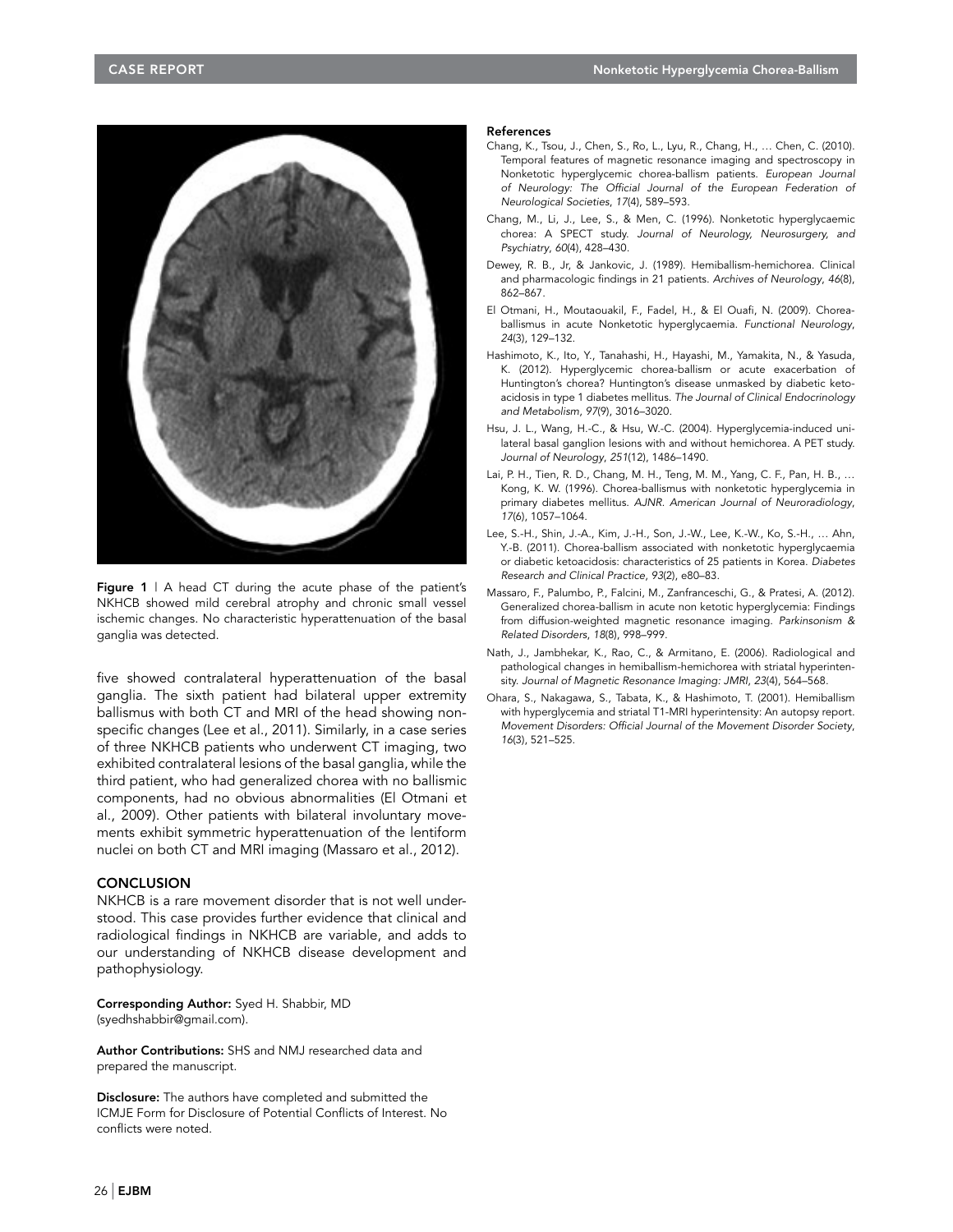Figure 1 | A head CT during the acute phase of the patient's NKHCB showed mild cerebral atrophy and chronic small vessel ischemic changes. No characteristic hyperattenuation of the basal ganglia was detected.

five showed contralateral hyperattenuation of the basal ganglia. The sixth patient had bilateral upper extremity ballismus with both CT and MRI of the head showing nonspecific changes (Lee et al., 2011). Similarly, in a case series of three NKHCB patients who underwent CT imaging, two exhibited contralateral lesions of the basal ganglia, while the third patient, who had generalized chorea with no ballismic components, had no obvious abnormalities (El Otmani et al., 2009). Other patients with bilateral involuntary movements exhibit symmetric hyperattenuation of the lentiform nuclei on both CT and MRI imaging (Massaro et al., 2012).

## CONCLUSION

NKHCB is a rare movement disorder that is not well understood. This case provides further evidence that clinical and radiological findings in NKHCB are variable, and adds to our understanding of NKHCB disease development and pathophysiology.

**Corresponding Author:** Syed H. Shabbir, MD (syedhshabbir@gmail.com).

**Author Contributions:** SHS and NMJ researched data and prepared the manuscript.

**Disclosure:** The authors have completed and submitted the ICMJE Form for Disclosure of Potential Conflicts of Interest. No conflicts were noted.

## References

Chang, K., Tsou, J., Chen, S., Ro, L., Lyu, R., Chang, H., … Chen, C. (2010). Temporal features of magnetic resonance imaging and spectroscopy in Nonketotic hyperglycemic chorea-ballism patients. *European Journal of Neurology: The Official Journal of the European Federation of Neurological Societies*, *17*(4), 589–593.

Chang, M., Li, J., Lee, S., & Men, C. (1996). Nonketotic hyperglycaemic chorea: A SPECT study. *Journal of Neurology, Neurosurgery, and Psychiatry*, *60*(4), 428–430.

Dewey, R. B., Jr, & Jankovic, J. (1989). Hemiballism-hemichorea. Clinical and pharmacologic findings in 21 patients. *Archives of Neurology*, *46*(8), 862–867.

El Otmani, H., Moutaouakil, F., Fadel, H., & El Ouafi, N. (2009). Chorea-ballismus in acute Nonketotic hyperglycaemia. *Functional Neurology*, *24*(3), 129–132.

Hashimoto, K., Ito, Y., Tanahashi, H., Hayashi, M., Yamakita, N., & Yasuda, K. (2012). Hyperglycemic chorea-ballism or acute exacerbation of Huntington's chorea? Huntington's disease unmasked by diabetic ketoacidosis in type 1 diabetes mellitus. *The Journal of Clinical Endocrinology and Metabolism*, *97*(9), 3016–3020.

Hsu, J. L., Wang, H.-C., & Hsu, W.-C. (2004). Hyperglycemia-induced unilateral basal ganglion lesions with and without hemichorea. A PET study. *Journal of Neurology*, *251*(12), 1486–1490.

Lai, P. H., Tien, R. D., Chang, M. H., Teng, M. M., Yang, C. F., Pan, H. B., … Kong, K. W. (1996). Chorea-ballismus with nonketotic hyperglycemia in primary diabetes mellitus. *AJNR. American Journal of Neuroradiology*, *17*(6), 1057–1064.

Lee, S.-H., Shin, J.-A., Kim, J.-H., Son, J.-W., Lee, K.-W., Ko, S.-H., … Ahn, Y.-B. (2011). Chorea-ballism associated with nonketotic hyperglycaemia or diabetic ketoacidosis: characteristics of 25 patients in Korea. *Diabetes Research and Clinical Practice*, *93*(2), e80–83.

Massaro, F., Palumbo, P., Falcini, M., Zanfranceschi, G., & Pratesi, A. (2012). Generalized chorea-ballism in acute non ketotic hyperglycemia: Findings from diffusion-weighted magnetic resonance imaging. *Parkinsonism & Related Disorders*, *18*(8), 998–999.

Nath, J., Jambhekar, K., Rao, C., & Armitano, E. (2006). Radiological and pathological changes in hemiballism-hemichorea with striatal hyperintensity. *Journal of Magnetic Resonance Imaging: JMRI*, *23*(4), 564–568.

Ohara, S., Nakagawa, S., Tabata, K., & Hashimoto, T. (2001). Hemiballism with hyperglycemia and striatal T1-MRI hyperintensity: An autopsy report. *Movement Disorders: Official Journal of the Movement Disorder Society*, *16*(3), 521–525.